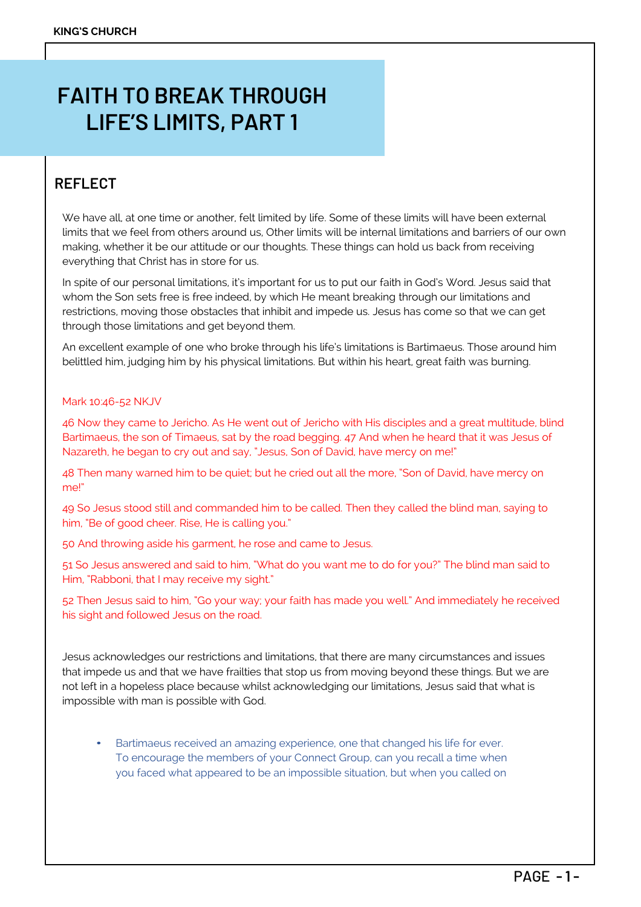# FAITH TO BREAK THROUGH LIFE'S LIMITS, PART 1

## REFLECT

We have all, at one time or another, felt limited by life. Some of these limits will have been external limits that we feel from others around us, Other limits will be internal limitations and barriers of our own making, whether it be our attitude or our thoughts. These things can hold us back from receiving everything that Christ has in store for us.

In spite of our personal limitations, it's important for us to put our faith in God's Word. Jesus said that whom the Son sets free is free indeed, by which He meant breaking through our limitations and restrictions, moving those obstacles that inhibit and impede us. Jesus has come so that we can get through those limitations and get beyond them.

An excellent example of one who broke through his life's limitations is Bartimaeus. Those around him belittled him, judging him by his physical limitations. But within his heart, great faith was burning.

Mark 10:46-52 NKJV

46 Now they came to Jericho. As He went out of Jericho with His disciples and a great multitude, blind Bartimaeus, the son of Timaeus, sat by the road begging. 47 And when he heard that it was Jesus of Nazareth, he began to cry out and say, "Jesus, Son of David, have mercy on me!"

48 Then many warned him to be quiet; but he cried out all the more, "Son of David, have mercy on me!"

49 So Jesus stood still and commanded him to be called. Then they called the blind man, saying to him, "Be of good cheer. Rise, He is calling you."

50 And throwing aside his garment, he rose and came to Jesus.

51 So Jesus answered and said to him, "What do you want me to do for you?" The blind man said to Him, "Rabboni, that I may receive my sight."

52 Then Jesus said to him, "Go your way; your faith has made you well." And immediately he received his sight and followed Jesus on the road.

Jesus acknowledges our restrictions and limitations, that there are many circumstances and issues that impede us and that we have frailties that stop us from moving beyond these things. But we are not left in a hopeless place because whilst acknowledging our limitations, Jesus said that what is impossible with man is possible with God.

- Bartimaeus received an amazing experience, one that changed his life for ever. To encourage the members of your Connect Group, can you recall a time when you faced what appeared to be an impossible situation, but when you called on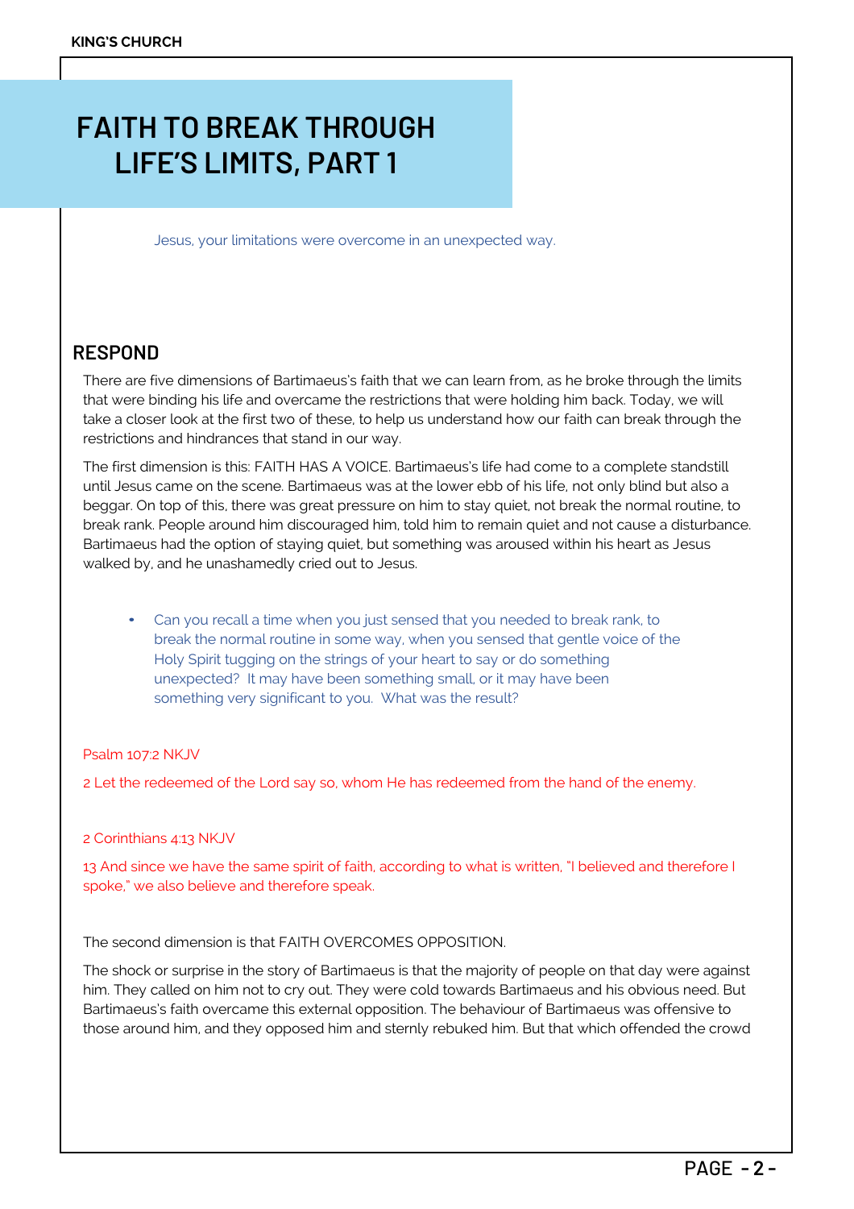# FAITH TO BREAK THROUGH LIFE'S LIMITS, PART 1

Jesus, your limitations were overcome in an unexpected way.

## RESPOND

There are five dimensions of Bartimaeus's faith that we can learn from, as he broke through the limits that were binding his life and overcame the restrictions that were holding him back. Today, we will take a closer look at the first two of these, to help us understand how our faith can break through the restrictions and hindrances that stand in our way.

The first dimension is this: FAITH HAS A VOICE. Bartimaeus's life had come to a complete standstill until Jesus came on the scene. Bartimaeus was at the lower ebb of his life, not only blind but also a beggar. On top of this, there was great pressure on him to stay quiet, not break the normal routine, to break rank. People around him discouraged him, told him to remain quiet and not cause a disturbance. Bartimaeus had the option of staying quiet, but something was aroused within his heart as Jesus walked by, and he unashamedly cried out to Jesus.

- Can you recall a time when you just sensed that you needed to break rank, to break the normal routine in some way, when you sensed that gentle voice of the Holy Spirit tugging on the strings of your heart to say or do something unexpected? It may have been something small, or it may have been something very significant to you. What was the result?

Psalm 107:2 NKJV

2 Let the redeemed of the Lord say so, whom He has redeemed from the hand of the enemy.

2 Corinthians 4:13 NKJV

13 And since we have the same spirit of faith, according to what is written, "I believed and therefore I spoke," we also believe and therefore speak.

The second dimension is that FAITH OVERCOMES OPPOSITION.

The shock or surprise in the story of Bartimaeus is that the majority of people on that day were against him. They called on him not to cry out. They were cold towards Bartimaeus and his obvious need. But Bartimaeus's faith overcame this external opposition. The behaviour of Bartimaeus was offensive to those around him, and they opposed him and sternly rebuked him. But that which offended the crowd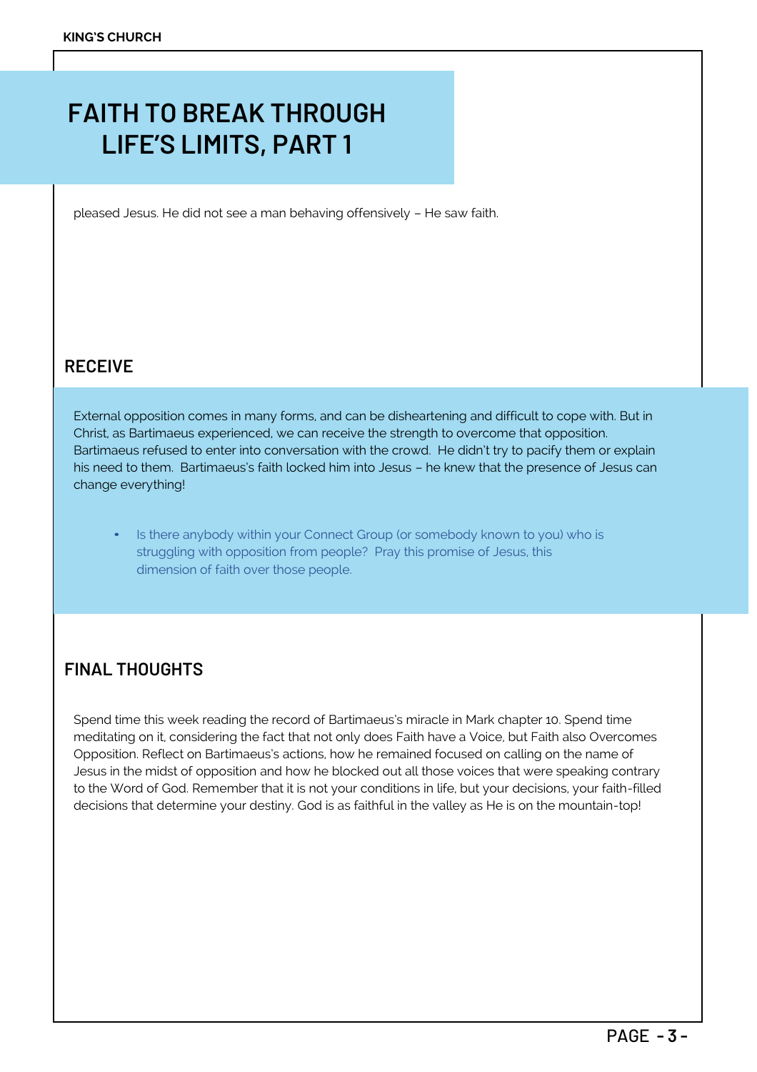# FAITH TO BREAK THROUGH LIFE'S LIMITS, PART 1

pleased Jesus. He did not see a man behaving offensively – He saw faith.

## RECEIVE

External opposition comes in many forms, and can be disheartening and difficult to cope with. But in Christ, as Bartimaeus experienced, we can receive the strength to overcome that opposition. Bartimaeus refused to enter into conversation with the crowd. He didn't try to pacify them or explain his need to them. Bartimaeus's faith locked him into Jesus – he knew that the presence of Jesus can change everything!

- Is there anybody within your Connect Group (or somebody known to you) who is struggling with opposition from people? Pray this promise of Jesus, this dimension of faith over those people.

## FINAL THOUGHTS

Spend time this week reading the record of Bartimaeus's miracle in Mark chapter 10. Spend time meditating on it, considering the fact that not only does Faith have a Voice, but Faith also Overcomes Opposition. Reflect on Bartimaeus's actions, how he remained focused on calling on the name of Jesus in the midst of opposition and how he blocked out all those voices that were speaking contrary to the Word of God. Remember that it is not your conditions in life, but your decisions, your faith-filled decisions that determine your destiny. God is as faithful in the valley as He is on the mountain-top!